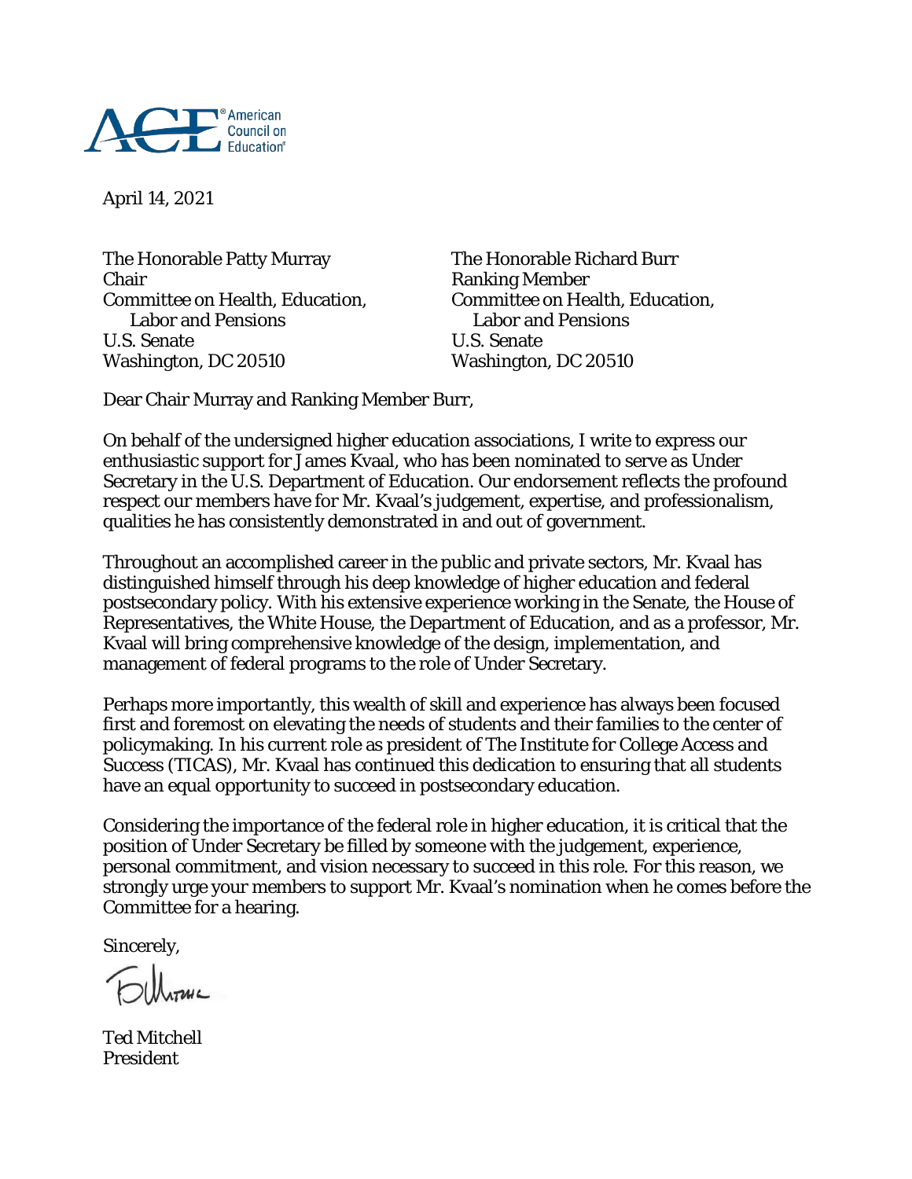April 14, 2021

The Honorable Patty Murray
Chair
Committee on Health, Education, Labor and Pensions
U.S. Senate
Washington, DC 20510

The Honorable Richard Burr
Ranking Member
Committee on Health, Education, Labor and Pensions
U.S. Senate
Washington, DC 20510

Dear Chair Murray and Ranking Member Burr,

On behalf of the undersigned higher education associations, I write to express our enthusiastic support for James Kvaal, who has been nominated to serve as Under Secretary in the U.S. Department of Education. Our endorsement reflects the profound respect our members have for Mr. Kvaal's judgement, expertise, and professionalism, qualities he has consistently demonstrated in and out of government.

Throughout an accomplished career in the public and private sectors, Mr. Kvaal has distinguished himself through his deep knowledge of higher education and federal postsecondary policy. With his extensive experience working in the Senate, the House of Representatives, the White House, the Department of Education, and as a professor, Mr. Kvaal will bring comprehensive knowledge of the design, implementation, and management of federal programs to the role of Under Secretary.

Perhaps more importantly, this wealth of skill and experience has always been focused first and foremost on elevating the needs of students and their families to the center of policymaking. In his current role as president of The Institute for College Access and Success (TICAS), Mr. Kvaal has continued this dedication to ensuring that all students have an equal opportunity to succeed in postsecondary education.

Considering the importance of the federal role in higher education, it is critical that the position of Under Secretary be filled by someone with the judgement, experience, personal commitment, and vision necessary to succeed in this role. For this reason, we strongly urge your members to support Mr. Kvaal's nomination when he comes before the Committee for a hearing.

Sincerely,

Ted Mitchell
President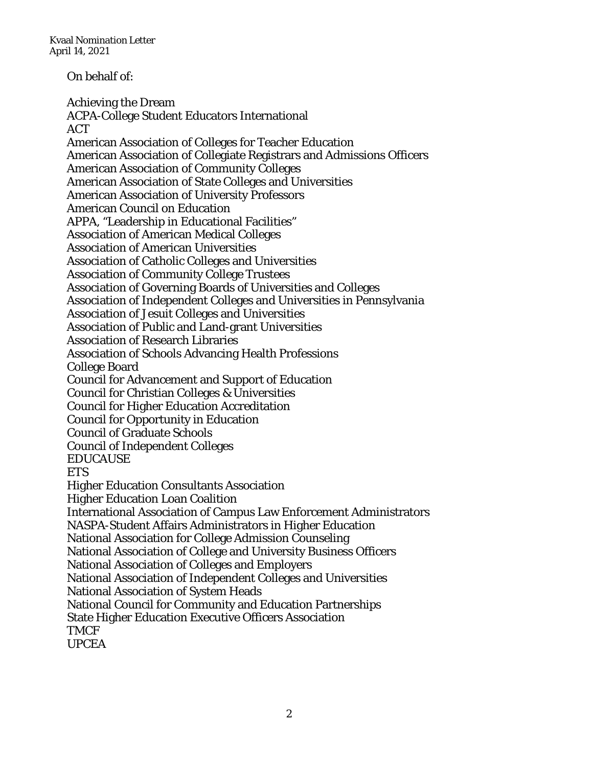On behalf of:

Achieving the Dream
ACPA-College Student Educators International
ACT
American Association of Colleges for Teacher Education
American Association of Collegiate Registrars and Admissions Officers
American Association of Community Colleges
American Association of State Colleges and Universities
American Association of University Professors
American Council on Education
APPA, "Leadership in Educational Facilities"
Association of American Medical Colleges
Association of American Universities
Association of Catholic Colleges and Universities
Association of Community College Trustees
Association of Governing Boards of Universities and Colleges
Association of Independent Colleges and Universities in Pennsylvania
Association of Jesuit Colleges and Universities
Association of Public and Land-grant Universities
Association of Research Libraries
Association of Schools Advancing Health Professions
College Board
Council for Advancement and Support of Education
Council for Christian Colleges & Universities
Council for Higher Education Accreditation
Council for Opportunity in Education
Council of Graduate Schools
Council of Independent Colleges
EDUCAUSE
ETS
Higher Education Consultants Association
Higher Education Loan Coalition
International Association of Campus Law Enforcement Administrators
NASPA-Student Affairs Administrators in Higher Education
National Association for College Admission Counseling
National Association of College and University Business Officers
National Association of Colleges and Employers
National Association of Independent Colleges and Universities
National Association of System Heads
National Council for Community and Education Partnerships
State Higher Education Executive Officers Association
TMCF
UPCEA